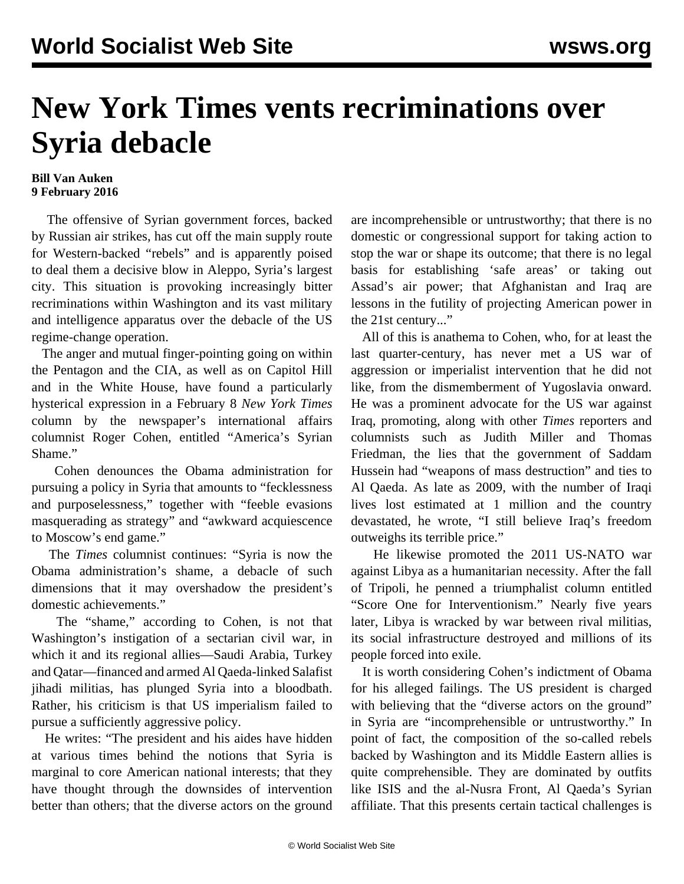# New York Times vents recriminations over Syria debacle

**Bill Van Auken**
**9 February 2016**

The offensive of Syrian government forces, backed by Russian air strikes, has cut off the main supply route for Western-backed "rebels" and is apparently poised to deal them a decisive blow in Aleppo, Syria's largest city. This situation is provoking increasingly bitter recriminations within Washington and its vast military and intelligence apparatus over the debacle of the US regime-change operation.

The anger and mutual finger-pointing going on within the Pentagon and the CIA, as well as on Capitol Hill and in the White House, have found a particularly hysterical expression in a February 8 *New York Times* column by the newspaper's international affairs columnist Roger Cohen, entitled "America's Syrian Shame."

Cohen denounces the Obama administration for pursuing a policy in Syria that amounts to "fecklessness and purposelessness," together with "feeble evasions masquerading as strategy" and "awkward acquiescence to Moscow's end game."

The *Times* columnist continues: "Syria is now the Obama administration's shame, a debacle of such dimensions that it may overshadow the president's domestic achievements."

The "shame," according to Cohen, is not that Washington's instigation of a sectarian civil war, in which it and its regional allies—Saudi Arabia, Turkey and Qatar—financed and armed Al Qaeda-linked Salafist jihadi militias, has plunged Syria into a bloodbath. Rather, his criticism is that US imperialism failed to pursue a sufficiently aggressive policy.

He writes: "The president and his aides have hidden at various times behind the notions that Syria is marginal to core American national interests; that they have thought through the downsides of intervention better than others; that the diverse actors on the ground are incomprehensible or untrustworthy; that there is no domestic or congressional support for taking action to stop the war or shape its outcome; that there is no legal basis for establishing 'safe areas' or taking out Assad's air power; that Afghanistan and Iraq are lessons in the futility of projecting American power in the 21st century..."

All of this is anathema to Cohen, who, for at least the last quarter-century, has never met a US war of aggression or imperialist intervention that he did not like, from the dismemberment of Yugoslavia onward. He was a prominent advocate for the US war against Iraq, promoting, along with other *Times* reporters and columnists such as Judith Miller and Thomas Friedman, the lies that the government of Saddam Hussein had "weapons of mass destruction" and ties to Al Qaeda. As late as 2009, with the number of Iraqi lives lost estimated at 1 million and the country devastated, he wrote, "I still believe Iraq's freedom outweighs its terrible price."

He likewise promoted the 2011 US-NATO war against Libya as a humanitarian necessity. After the fall of Tripoli, he penned a triumphalist column entitled "Score One for Interventionism." Nearly five years later, Libya is wracked by war between rival militias, its social infrastructure destroyed and millions of its people forced into exile.

It is worth considering Cohen's indictment of Obama for his alleged failings. The US president is charged with believing that the "diverse actors on the ground" in Syria are "incomprehensible or untrustworthy." In point of fact, the composition of the so-called rebels backed by Washington and its Middle Eastern allies is quite comprehensible. They are dominated by outfits like ISIS and the al-Nusra Front, Al Qaeda's Syrian affiliate. That this presents certain tactical challenges is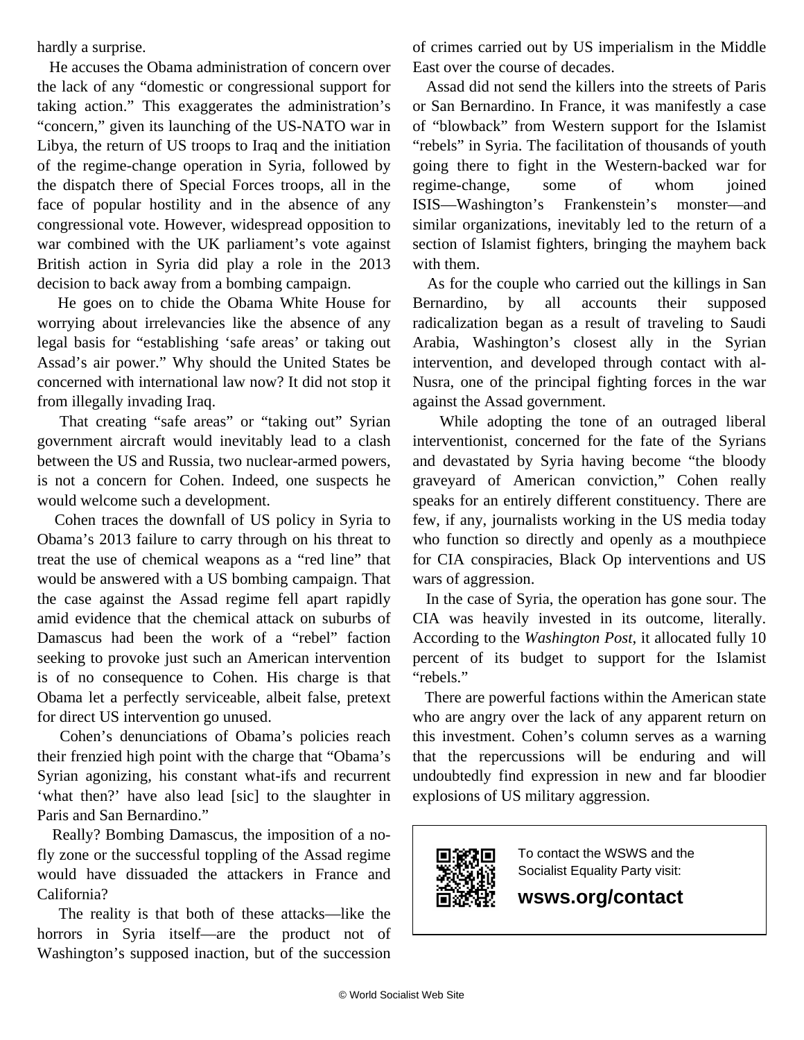hardly a surprise.

He accuses the Obama administration of concern over the lack of any “domestic or congressional support for taking action.” This exaggerates the administration’s “concern,” given its launching of the US-NATO war in Libya, the return of US troops to Iraq and the initiation of the regime-change operation in Syria, followed by the dispatch there of Special Forces troops, all in the face of popular hostility and in the absence of any congressional vote. However, widespread opposition to war combined with the UK parliament’s vote against British action in Syria did play a role in the 2013 decision to back away from a bombing campaign.

He goes on to chide the Obama White House for worrying about irrelevancies like the absence of any legal basis for “establishing ‘safe areas’ or taking out Assad’s air power.” Why should the United States be concerned with international law now? It did not stop it from illegally invading Iraq.

That creating “safe areas” or “taking out” Syrian government aircraft would inevitably lead to a clash between the US and Russia, two nuclear-armed powers, is not a concern for Cohen. Indeed, one suspects he would welcome such a development.

Cohen traces the downfall of US policy in Syria to Obama’s 2013 failure to carry through on his threat to treat the use of chemical weapons as a “red line” that would be answered with a US bombing campaign. That the case against the Assad regime fell apart rapidly amid evidence that the chemical attack on suburbs of Damascus had been the work of a “rebel” faction seeking to provoke just such an American intervention is of no consequence to Cohen. His charge is that Obama let a perfectly serviceable, albeit false, pretext for direct US intervention go unused.

Cohen’s denunciations of Obama’s policies reach their frenzied high point with the charge that “Obama’s Syrian agonizing, his constant what-ifs and recurrent ‘what then?’ have also lead [sic] to the slaughter in Paris and San Bernardino.”

Really? Bombing Damascus, the imposition of a no-fly zone or the successful toppling of the Assad regime would have dissuaded the attackers in France and California?

The reality is that both of these attacks—like the horrors in Syria itself—are the product not of Washington’s supposed inaction, but of the succession of crimes carried out by US imperialism in the Middle East over the course of decades.

Assad did not send the killers into the streets of Paris or San Bernardino. In France, it was manifestly a case of “blowback” from Western support for the Islamist “rebels” in Syria. The facilitation of thousands of youth going there to fight in the Western-backed war for regime-change, some of whom joined ISIS—Washington’s Frankenstein’s monster—and similar organizations, inevitably led to the return of a section of Islamist fighters, bringing the mayhem back with them.

As for the couple who carried out the killings in San Bernardino, by all accounts their supposed radicalization began as a result of traveling to Saudi Arabia, Washington’s closest ally in the Syrian intervention, and developed through contact with al-Nusra, one of the principal fighting forces in the war against the Assad government.

While adopting the tone of an outraged liberal interventionist, concerned for the fate of the Syrians and devastated by Syria having become “the bloody graveyard of American conviction,” Cohen really speaks for an entirely different constituency. There are few, if any, journalists working in the US media today who function so directly and openly as a mouthpiece for CIA conspiracies, Black Op interventions and US wars of aggression.

In the case of Syria, the operation has gone sour. The CIA was heavily invested in its outcome, literally. According to the *Washington Post*, it allocated fully 10 percent of its budget to support for the Islamist “rebels.”

There are powerful factions within the American state who are angry over the lack of any apparent return on this investment. Cohen’s column serves as a warning that the repercussions will be enduring and will undoubtedly find expression in new and far bloodier explosions of US military aggression.

To contact the WSWS and the Socialist Equality Party visit:

**wsws.org/contact**